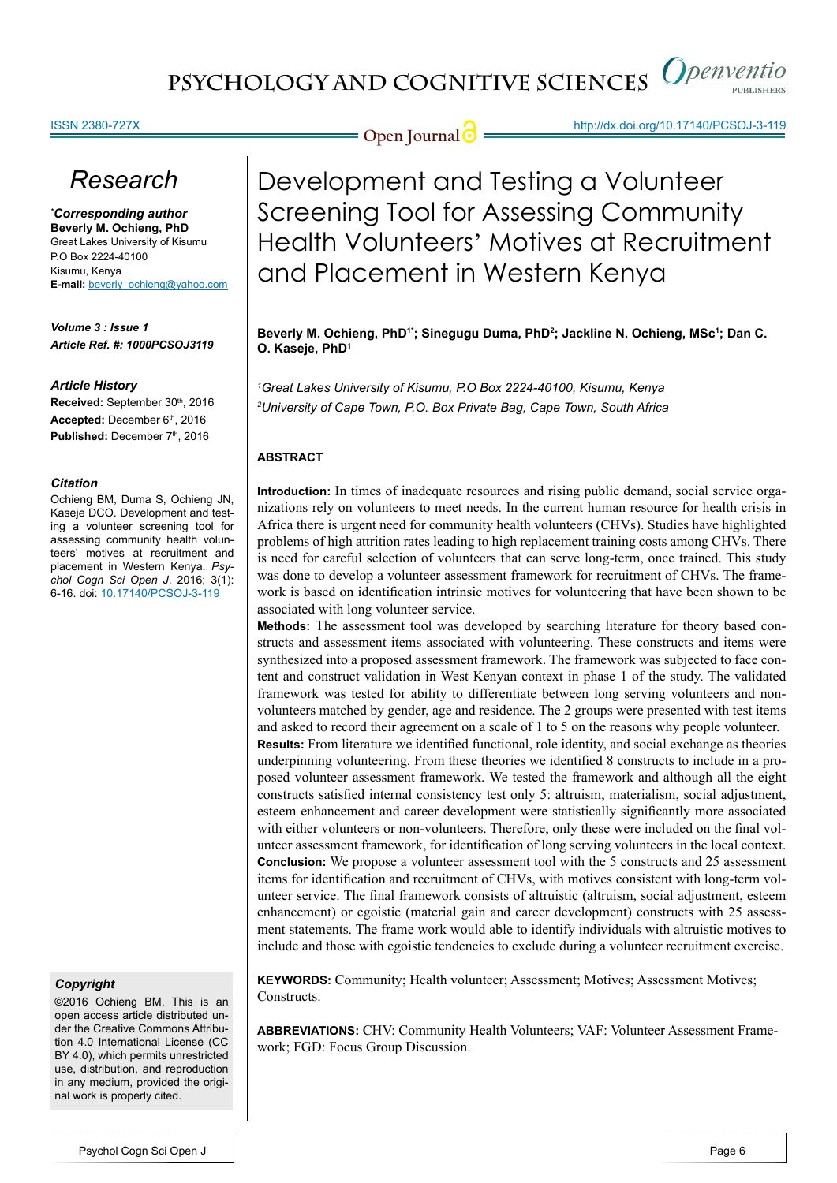# Development and Testing a Volunteer Screening Tool for Assessing Community Health Volunteers' Motives at Recruitment and Placement in Western Kenya

**Beverly M. Ochieng, PhD[1*]; Sinegugu Duma, PhD[2]; Jackline N. Ochieng, MSc[1]; Dan C. O. Kaseje, PhD[1]**

*[1]Great Lakes University of Kisumu, P.O Box 2224-40100, Kisumu, Kenya*
*[2]University of Cape Town, P.O. Box Private Bag, Cape Town, South Africa*

## Research

***Corresponding author**
**Beverly M. Ochieng, PhD**
Great Lakes University of Kisumu
P.O Box 2224-40100
Kisumu, Kenya
**E-mail:** beverly_ochieng@yahoo.com

***Volume 3 : Issue 1***
***Article Ref. #: 1000PCSOJ3119***

### *Article History*

**Received:** September 30th, 2016
**Accepted:** December 6th, 2016
**Published:** December 7th, 2016

### *Citation*

Ochieng BM, Duma S, Ochieng JN, Kaseje DCO. Development and testing a volunteer screening tool for assessing community health volunteers' motives at recruitment and placement in Western Kenya. *Psychol Cogn Sci Open J*. 2016; 3(1): 6-16. doi: 10.17140/PCSOJ-3-119

### *Copyright*

©2016 Ochieng BM. This is an open access article distributed under the Creative Commons Attribution 4.0 International License (CC BY 4.0), which permits unrestricted use, distribution, and reproduction in any medium, provided the original work is properly cited.

## ABSTRACT

**Introduction:** In times of inadequate resources and rising public demand, social service organizations rely on volunteers to meet needs. In the current human resource for health crisis in Africa there is urgent need for community health volunteers (CHVs). Studies have highlighted problems of high attrition rates leading to high replacement training costs among CHVs. There is need for careful selection of volunteers that can serve long-term, once trained. This study was done to develop a volunteer assessment framework for recruitment of CHVs. The framework is based on identification intrinsic motives for volunteering that have been shown to be associated with long volunteer service.

**Methods:** The assessment tool was developed by searching literature for theory based constructs and assessment items associated with volunteering. These constructs and items were synthesized into a proposed assessment framework. The framework was subjected to face content and construct validation in West Kenyan context in phase 1 of the study. The validated framework was tested for ability to differentiate between long serving volunteers and non-volunteers matched by gender, age and residence. The 2 groups were presented with test items and asked to record their agreement on a scale of 1 to 5 on the reasons why people volunteer.

**Results:** From literature we identified functional, role identity, and social exchange as theories underpinning volunteering. From these theories we identified 8 constructs to include in a proposed volunteer assessment framework. We tested the framework and although all the eight constructs satisfied internal consistency test only 5: altruism, materialism, social adjustment, esteem enhancement and career development were statistically significantly more associated with either volunteers or non-volunteers. Therefore, only these were included on the final volunteer assessment framework, for identification of long serving volunteers in the local context.

**Conclusion:** We propose a volunteer assessment tool with the 5 constructs and 25 assessment items for identification and recruitment of CHVs, with motives consistent with long-term volunteer service. The final framework consists of altruistic (altruism, social adjustment, esteem enhancement) or egoistic (material gain and career development) constructs with 25 assessment statements. The frame work able to identify individuals with altruistic motives to include and those with egoistic tendencies to exclude during a volunteer recruitment exercise.

**KEYWORDS:** Community; Health volunteer; Assessment; Motives; Assessment Motives; Constructs.

**ABBREVIATIONS:** CHV: Community Health Volunteers; VAF: Volunteer Assessment Framework; FGD: Focus Group Discussion.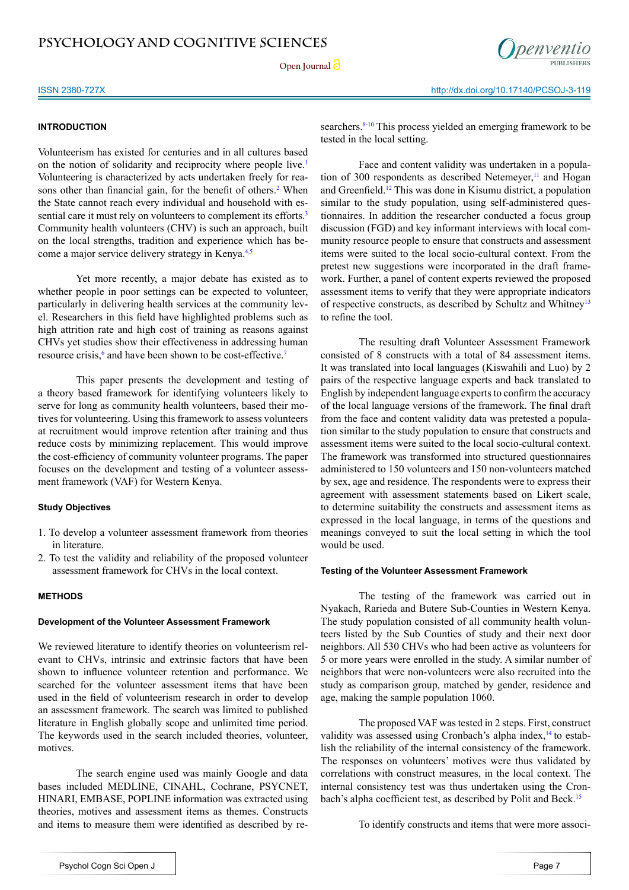## INTRODUCTION

Volunteerism has existed for centuries and in all cultures based on the notion of solidarity and reciprocity where people live.[1] Volunteering is characterized by acts undertaken freely for reasons other than financial gain, for the benefit of others.[2] When the State cannot reach every individual and household with essential care it must rely on volunteers to complement its efforts.[3] Community health volunteers (CHV) is such an approach, built on the local strengths, tradition and experience which has become a major service delivery strategy in Kenya.[4,5]

Yet more recently, a major debate has existed as to whether people in poor settings can be expected to volunteer, particularly in delivering health services at the community level. Researchers in this field have highlighted problems such as high attrition rate and high cost of training as reasons against CHVs yet studies show their effectiveness in addressing human resource crisis,[6] and have been shown to be cost-effective.[7]

This paper presents the development and testing of a theory based framework for identifying volunteers likely to serve for long as community health volunteers, based their motives for volunteering. Using this framework to assess volunteers at recruitment would improve retention after training and thus reduce costs by minimizing replacement. This would improve the cost-efficiency of community volunteer programs. The paper focuses on the development and testing of a volunteer assessment framework (VAF) for Western Kenya.

### Study Objectives

1. To develop a volunteer assessment framework from theories in literature.
2. To test the validity and reliability of the proposed volunteer assessment framework for CHVs in the local context.

## METHODS

### Development of the Volunteer Assessment Framework

We reviewed literature to identify theories on volunteerism relevant to CHVs, intrinsic and extrinsic factors that have been shown to influence volunteer retention and performance. We searched for the volunteer assessment items that have been used in the field of volunteerism research in order to develop an assessment framework. The search was limited to published literature in English globally scope and unlimited time period. The keywords used in the search included theories, volunteer, motives.

The search engine used was mainly Google and data bases included MEDLINE, CINAHL, Cochrane, PSYCNET, HINARI, EMBASE, POPLINE information was extracted using theories, motives and assessment items as themes. Constructs and items to measure them were identified as described by researchers.[8-10] This process yielded an emerging framework to be tested in the local setting.

Face and content validity was undertaken in a population of 300 respondents as described Netemeyer,[11] and Hogan and Greenfield.[12] This was done in Kisumu district, a population similar to the study population, using self-administered questionnaires. In addition the researcher conducted a focus group discussion (FGD) and key informant interviews with local community resource people to ensure that constructs and assessment items were suited to the local socio-cultural context. From the pretest new suggestions were incorporated in the draft framework. Further, a panel of content experts reviewed the proposed assessment items to verify that they were appropriate indicators of respective constructs, as described by Schultz and Whitney[13] to refine the tool.

The resulting draft Volunteer Assessment Framework consisted of 8 constructs with a total of 84 assessment items. It was translated into local languages (Kiswahili and Luo) by 2 pairs of the respective language experts and back translated to English by independent language experts to confirm the accuracy of the local language versions of the framework. The final draft from the face and content validity data was pretested a population similar to the study population to ensure that constructs and assessment items were suited to the local socio-cultural context. The framework was transformed into structured questionnaires administered to 150 volunteers and 150 non-volunteers matched by sex, age and residence. The respondents were to express their agreement with assessment statements based on Likert scale, to determine suitability the constructs and assessment items as expressed in the local language, in terms of the questions and meanings conveyed to suit the local setting in which the tool would be used.

### Testing of the Volunteer Assessment Framework

The testing of the framework was carried out in Nyakach, Rarieda and Butere Sub-Counties in Western Kenya. The study population consisted of all community health volunteers listed by the Sub Counties of study and their next door neighbors. All 530 CHVs who had been active as volunteers for 5 or more years were enrolled in the study. A similar number of neighbors that were non-volunteers were also recruited into the study as comparison group, matched by gender, residence and age, making the sample population 1060.

The proposed VAF was tested in 2 steps. First, construct validity was assessed using Cronbach's alpha index,[14] to establish the reliability of the internal consistency of the framework. The responses on volunteers' motives were thus validated by correlations with construct measures, in the local context. The internal consistency test was thus undertaken using the Cronbach's alpha coefficient test, as described by Polit and Beck.[15]

To identify constructs and items that were more associ-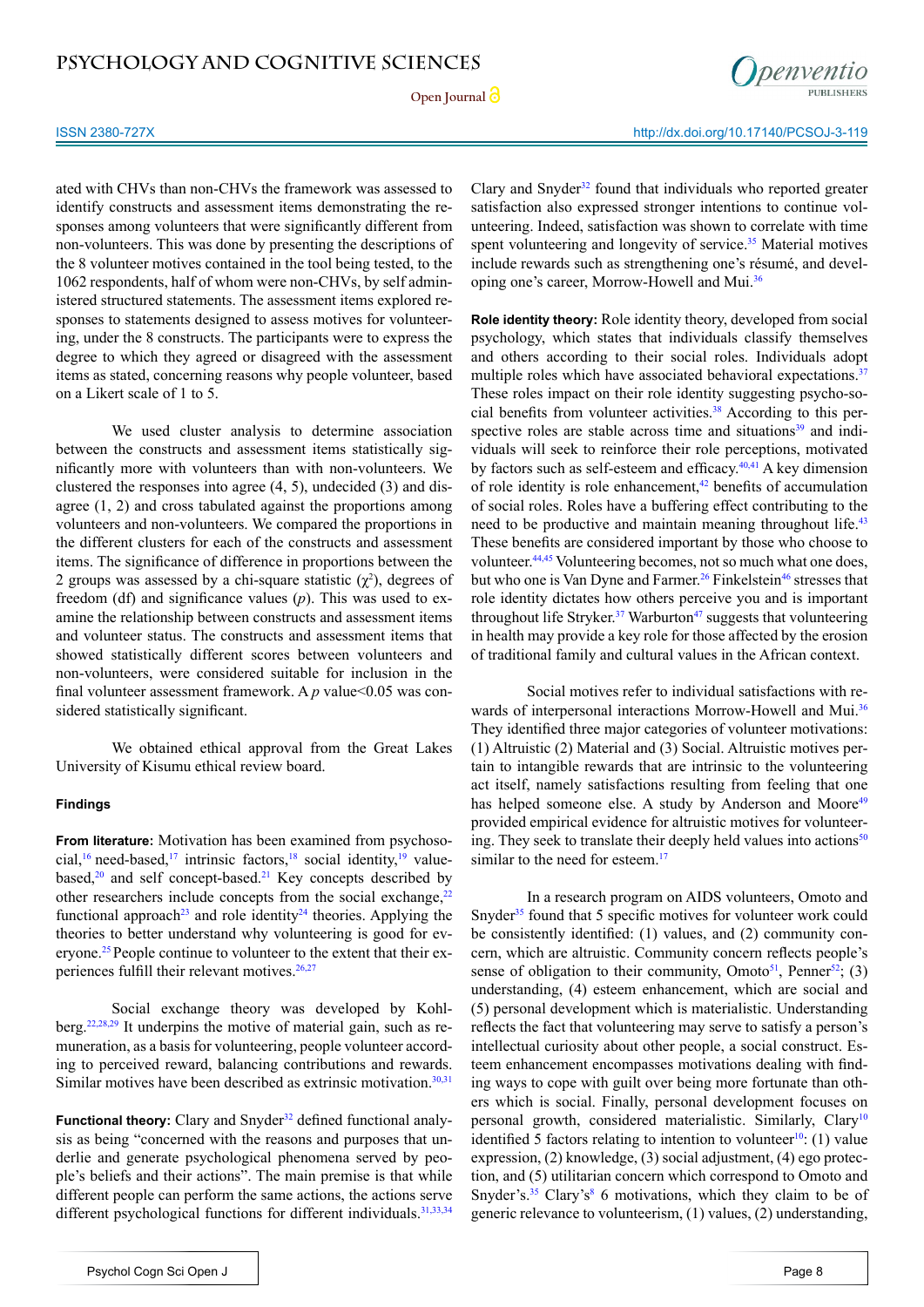ated with CHVs than non-CHVs the framework was assessed to identify constructs and assessment items demonstrating the responses among volunteers that were significantly different from non-volunteers. This was done by presenting the descriptions of the 8 volunteer motives contained in the tool being tested, to the 1062 respondents, half of whom were non-CHVs, by self administered structured statements. The assessment items explored responses to statements designed to assess motives for volunteering, under the 8 constructs. The participants were to express the degree to which they agreed or disagreed with the assessment items as stated, concerning reasons why people volunteer, based on a Likert scale of 1 to 5.

We used cluster analysis to determine association between the constructs and assessment items statistically significantly more with volunteers than with non-volunteers. We clustered the responses into agree (4, 5), undecided (3) and disagree (1, 2) and cross tabulated against the proportions among volunteers and non-volunteers. We compared the proportions in the different clusters for each of the constructs and assessment items. The significance of difference in proportions between the 2 groups was assessed by a chi-square statistic ($\chi^2$), degrees of freedom (df) and significance values ($p$). This was used to examine the relationship between constructs and assessment items and volunteer status. The constructs and assessment items that showed statistically different scores between volunteers and non-volunteers, were considered suitable for inclusion in the final volunteer assessment framework. A $p$ value<0.05 was considered statistically significant.

We obtained ethical approval from the Great Lakes University of Kisumu ethical review board.

## Findings

**From literature:** Motivation has been examined from psychosocial,[16] need-based,[17] intrinsic factors,[18] social identity,[19] value-based,[20] and self concept-based.[21] Key concepts described by other researchers include concepts from the social exchange,[22] functional approach[23] and role identity[24] theories. Applying the theories to better understand why volunteering is good for everyone.[25] People continue to volunteer to the extent that their experiences fulfill their relevant motives.[26,27]

Social exchange theory was developed by Kohlberg.[22,28,29] It underpins the motive of material gain, such as remuneration, as a basis for volunteering, people volunteer according to perceived reward, balancing contributions and rewards. Similar motives have been described as extrinsic motivation.[30,31]

**Functional theory:** Clary and Snyder[32] defined functional analysis as being "concerned with the reasons and purposes that underlie and generate psychological phenomena served by people's beliefs and their actions". The main premise is that while different people can perform the same actions, the actions serve different psychological functions for different individuals.[31,33,34] Clary and Snyder[32] found that individuals who reported greater satisfaction also expressed stronger intentions to continue volunteering. Indeed, satisfaction was shown to correlate with time spent volunteering and longevity of service.[35] Material motives include rewards such as strengthening one's résumé, and developing one's career, Morrow-Howell and Mui.[36]

**Role identity theory:** Role identity theory, developed from social psychology, which states that individuals classify themselves and others according to their social roles. Individuals adopt multiple roles which have associated behavioral expectations.[37] These roles impact on their role identity suggesting psycho-social benefits from volunteer activities.[38] According to this perspective roles are stable across time and situations[39] and individuals will seek to reinforce their role perceptions, motivated by factors such as self-esteem and efficacy.[40,41] A key dimension of role identity is role enhancement,[42] benefits of accumulation of social roles. Roles have a buffering effect contributing to the need to be productive and maintain meaning throughout life.[43] These benefits are considered important by those who choose to volunteer.[44,45] Volunteering becomes, not so much what one does, but who one is Van Dyne and Farmer.[26] Finkelstein[46] stresses that role identity dictates how others perceive you and is important throughout life Stryker.[37] Warburton[47] suggests that volunteering in health may provide a key role for those affected by the erosion of traditional family and cultural values in the African context.

Social motives refer to individual satisfactions with rewards of interpersonal interactions Morrow-Howell and Mui.[36] They identified three major categories of volunteer motivations: (1) Altruistic (2) Material and (3) Social. Altruistic motives pertain to intangible rewards that are intrinsic to the volunteering act itself, namely satisfactions resulting from feeling that one has helped someone else. A study by Anderson and Moore[49] provided empirical evidence for altruistic motives for volunteering. They seek to translate their deeply held values into actions[50] similar to the need for esteem.[17]

In a research program on AIDS volunteers, Omoto and Snyder[35] found that 5 specific motives for volunteer work could be consistently identified: (1) values, and (2) community concern, which are altruistic. Community concern reflects people's sense of obligation to their community, Omoto[51], Penner[52]; (3) understanding, (4) esteem enhancement, which are social and (5) personal development which is materialistic. Understanding reflects the fact that volunteering may serve to satisfy a person's intellectual curiosity about other people, a social construct. Esteem enhancement encompasses motivations dealing with finding ways to cope with guilt over being more fortunate than others which is social. Finally, personal development focuses on personal growth, considered materialistic. Similarly, Clary[10] identified 5 factors relating to intention to volunteer[10]: (1) value expression, (2) knowledge, (3) social adjustment, (4) ego protection, and (5) utilitarian concern which correspond to Omoto and Snyder's.[35] Clary's[8] 6 motivations, which they claim to be of generic relevance to volunteerism, (1) values, (2) understanding,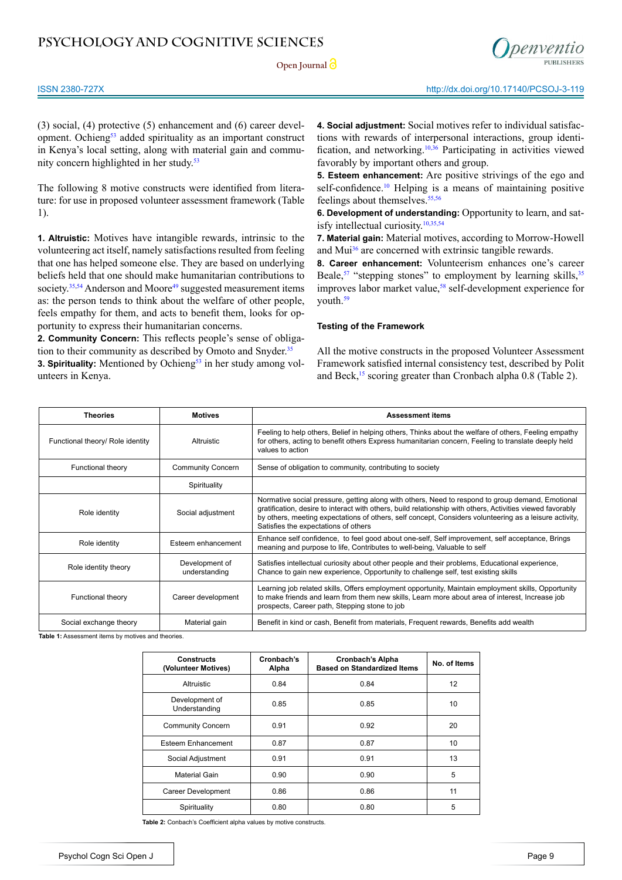(3) social, (4) protective (5) enhancement and (6) career development. Ochieng[53] added spirituality as an important construct in Kenya's local setting, along with material gain and community concern highlighted in her study.[53]

The following 8 motive constructs were identified from literature: for use in proposed volunteer assessment framework (Table 1).

**1. Altruistic:** Motives have intangible rewards, intrinsic to the volunteering act itself, namely satisfactions resulted from feeling that one has helped someone else. They are based on underlying beliefs held that one should make humanitarian contributions to society.[35,54] Anderson and Moore[49] suggested measurement items as: the person tends to think about the welfare of other people, feels empathy for them, and acts to benefit them, looks for opportunity to express their humanitarian concerns.

**2. Community Concern:** This reflects people's sense of obligation to their community as described by Omoto and Snyder.[35]

**3. Spirituality:** Mentioned by Ochieng[53] in her study among volunteers in Kenya.

**4. Social adjustment:** Social motives refer to individual satisfactions with rewards of interpersonal interactions, group identification, and networking.[10,36] Participating in activities viewed favorably by important others and group.

**5. Esteem enhancement:** Are positive strivings of the ego and self-confidence.[10] Helping is a means of maintaining positive feelings about themselves.[55,56]

**6. Development of understanding:** Opportunity to learn, and satisfy intellectual curiosity.[10,35,54]

**7. Material gain:** Material motives, according to Morrow-Howell and Mui[36] are concerned with extrinsic tangible rewards.

**8. Career enhancement:** Volunteerism enhances one's career Beale,[57] "stepping stones" to employment by learning skills,[35] improves labor market value,[58] self-development experience for youth.[59]

#### Testing of the Framework

All the motive constructs in the proposed Volunteer Assessment Framework satisfied internal consistency test, described by Polit and Beck,[15] scoring greater than Cronbach alpha 0.8 (Table 2).

| Theories | Motives | Assessment items |
|---|---|---|
| Functional theory/ Role identity | Altruistic | Feeling to help others, Belief in helping others, Thinks about the welfare of others, Feeling empathy for others, acting to benefit others Express humanitarian concern, Feeling to translate deeply held values to action |
| Functional theory | Community Concern | Sense of obligation to community, contributing to society |
| | Spirituality | |
| Role identity | Social adjustment | Normative social pressure, getting along with others, Need to respond to group demand, Emotional gratification, desire to interact with others, build relationship with others, Activities viewed favorably by others, meeting expectations of others, self concept, Considers volunteering as a leisure activity, Satisfies the expectations of others |
| Role identity | Esteem enhancement | Enhance self confidence, to feel good about one-self, Self improvement, self acceptance, Brings meaning and purpose to life, Contributes to well-being, Valuable to self |
| Role identity theory | Development of understanding | Satisfies intellectual curiosity about other people and their problems, Educational experience, Chance to gain new experience, Opportunity to challenge self, test existing skills |
| Functional theory | Career development | Learning job related skills, Offers employment opportunity, Maintain employment skills, Opportunity to make friends and learn from them new skills, Learn more about area of interest, Increase job prospects, Career path, Stepping stone to job |
| Social exchange theory | Material gain | Benefit in kind or cash, Benefit from materials, Frequent rewards, Benefits add wealth |

**Table 1:** Assessment items by motives and theories.

| Constructs (Volunteer Motives) | Cronbach's Alpha | Cronbach's Alpha Based on Standardized Items | No. of Items |
|---|---|---|---|
| Altruistic | 0.84 | 0.84 | 12 |
| Development of Understanding | 0.85 | 0.85 | 10 |
| Community Concern | 0.91 | 0.92 | 20 |
| Esteem Enhancement | 0.87 | 0.87 | 10 |
| Social Adjustment | 0.91 | 0.91 | 13 |
| Material Gain | 0.90 | 0.90 | 5 |
| Career Development | 0.86 | 0.86 | 11 |
| Spirituality | 0.80 | 0.80 | 5 |

**Table 2:** Conbach's Coefficient alpha values by motive constructs.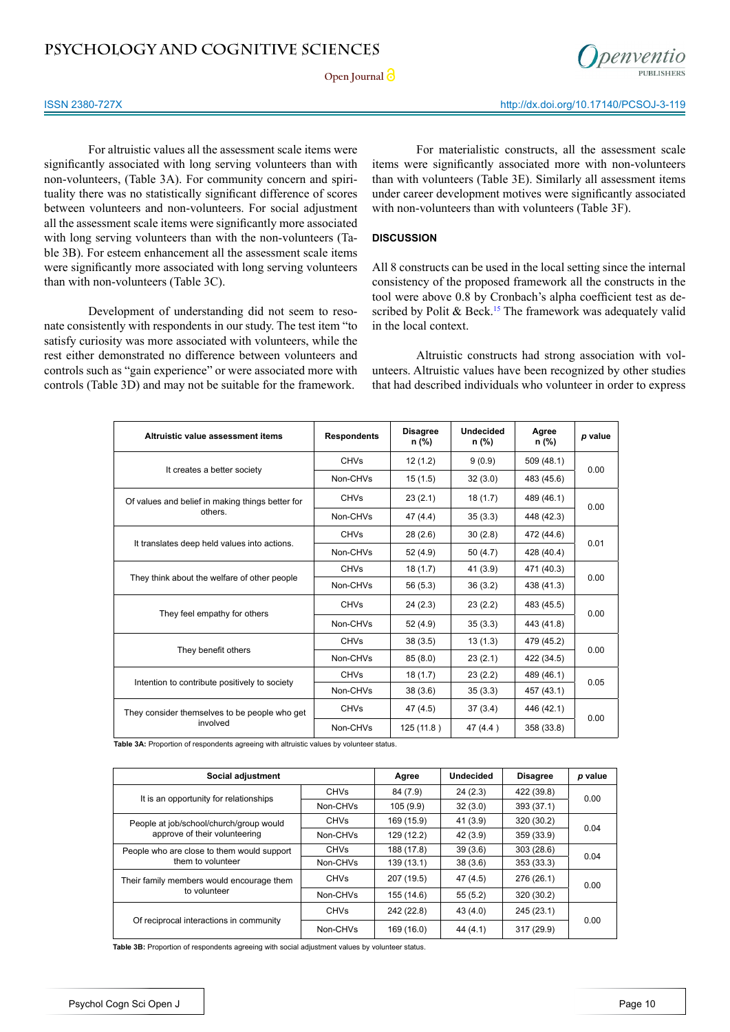For altruistic values all the assessment scale items were significantly associated with long serving volunteers than with non-volunteers, (Table 3A). For community concern and spirituality there was no statistically significant difference of scores between volunteers and non-volunteers. For social adjustment all the assessment scale items were significantly more associated with long serving volunteers than with the non-volunteers (Table 3B). For esteem enhancement all the assessment scale items were significantly more associated with long serving volunteers than with non-volunteers (Table 3C).

Development of understanding did not seem to resonate consistently with respondents in our study. The test item "to satisfy curiosity was more associated with volunteers, while the rest either demonstrated no difference between volunteers and controls such as "gain experience" or were associated more with controls (Table 3D) and may not be suitable for the framework.

For materialistic constructs, all the assessment scale items were significantly associated more with non-volunteers than with volunteers (Table 3E). Similarly all assessment items under career development motives were significantly associated with non-volunteers than with volunteers (Table 3F).

## DISCUSSION

All 8 constructs can be used in the local setting since the internal consistency of the proposed framework all the constructs in the tool were above 0.8 by Cronbach's alpha coefficient test as described by Polit & Beck.[15] The framework was adequately valid in the local context.

Altruistic constructs had strong association with volunteers. Altruistic values have been recognized by other studies that had described individuals who volunteer in order to express

| Altruistic value assessment items | Respondents | Disagree n (%) | Undecided n (%) | Agree n (%) | *p* value |
|---|---|---|---|---|---|
| It creates a better society | CHVs | 12 (1.2) | 9 (0.9) | 509 (48.1) | 0.00 |
| | Non-CHVs | 15 (1.5) | 32 (3.0) | 483 (45.6) | |
| Of values and belief in making things better for others. | CHVs | 23 (2.1) | 18 (1.7) | 489 (46.1) | 0.00 |
| | Non-CHVs | 47 (4.4) | 35 (3.3) | 448 (42.3) | |
| It translates deep held values into actions. | CHVs | 28 (2.6) | 30 (2.8) | 472 (44.6) | 0.01 |
| | Non-CHVs | 52 (4.9) | 50 (4.7) | 428 (40.4) | |
| They think about the welfare of other people | CHVs | 18 (1.7) | 41 (3.9) | 471 (40.3) | 0.00 |
| | Non-CHVs | 56 (5.3) | 36 (3.2) | 438 (41.3) | |
| They feel empathy for others | CHVs | 24 (2.3) | 23 (2.2) | 483 (45.5) | 0.00 |
| | Non-CHVs | 52 (4.9) | 35 (3.3) | 443 (41.8) | |
| They benefit others | CHVs | 38 (3.5) | 13 (1.3) | 479 (45.2) | 0.00 |
| | Non-CHVs | 85 (8.0) | 23 (2.1) | 422 (34.5) | |
| Intention to contribute positively to society | CHVs | 18 (1.7) | 23 (2.2) | 489 (46.1) | 0.05 |
| | Non-CHVs | 38 (3.6) | 35 (3.3) | 457 (43.1) | |
| They consider themselves to be people who get involved | CHVs | 47 (4.5) | 37 (3.4) | 446 (42.1) | 0.00 |
| | Non-CHVs | 125 (11.8 ) | 47 (4.4 ) | 358 (33.8) | |

**Table 3A:** Proportion of respondents agreeing with altruistic values by volunteer status.

| Social adjustment | | Agree | Undecided | Disagree | *p* value |
|---|---|---|---|---|---|
| It is an opportunity for relationships | CHVs | 84 (7.9) | 24 (2.3) | 422 (39.8) | 0.00 |
| | Non-CHVs | 105 (9.9) | 32 (3.0) | 393 (37.1) | |
| People at job/school/church/group would approve of their volunteering | CHVs | 169 (15.9) | 41 (3.9) | 320 (30.2) | 0.04 |
| | Non-CHVs | 129 (12.2) | 42 (3.9) | 359 (33.9) | |
| People who are close to them would support them to volunteer | CHVs | 188 (17.8) | 39 (3.6) | 303 (28.6) | 0.04 |
| | Non-CHVs | 139 (13.1) | 38 (3.6) | 353 (33.3) | |
| Their family members would encourage them to volunteer | CHVs | 207 (19.5) | 47 (4.5) | 276 (26.1) | 0.00 |
| | Non-CHVs | 155 (14.6) | 55 (5.2) | 320 (30.2) | |
| Of reciprocal interactions in community | CHVs | 242 (22.8) | 43 (4.0) | 245 (23.1) | 0.00 |
| | Non-CHVs | 169 (16.0) | 44 (4.1) | 317 (29.9) | |

**Table 3B:** Proportion of respondents agreeing with social adjustment values by volunteer status.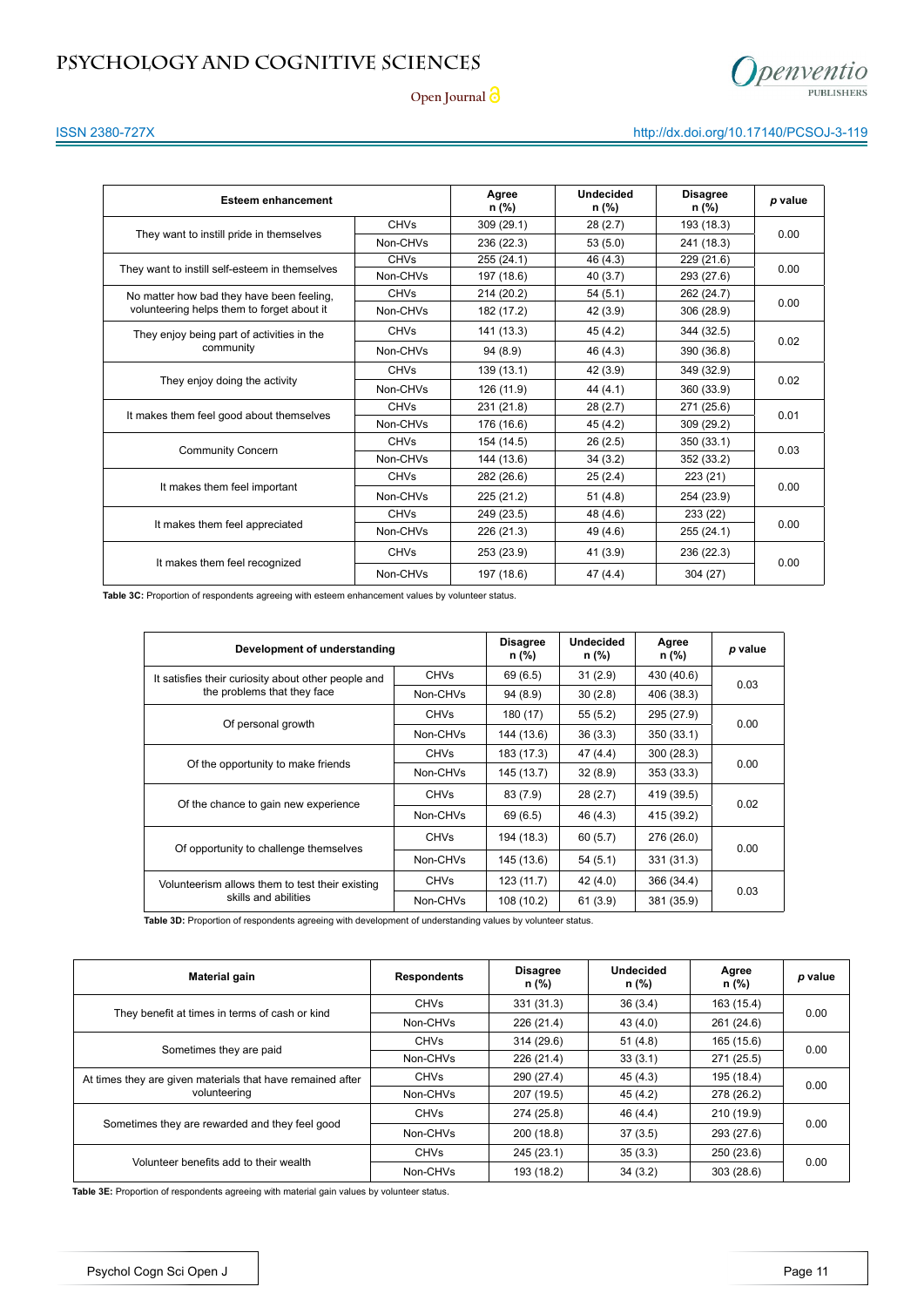| Esteem enhancement | | Agree n (%) | Undecided n (%) | Disagree n (%) | *p* value |
|---|---|---|---|---|---|
| They want to instill pride in themselves | CHVs | 309 (29.1) | 28 (2.7) | 193 (18.3) | 0.00 |
| | Non-CHVs | 236 (22.3) | 53 (5.0) | 241 (18.3) | |
| They want to instill self-esteem in themselves | CHVs | 255 (24.1) | 46 (4.3) | 229 (21.6) | 0.00 |
| | Non-CHVs | 197 (18.6) | 40 (3.7) | 293 (27.6) | |
| No matter how bad they have been feeling, volunteering helps them to forget about it | CHVs | 214 (20.2) | 54 (5.1) | 262 (24.7) | 0.00 |
| | Non-CHVs | 182 (17.2) | 42 (3.9) | 306 (28.9) | |
| They enjoy being part of activities in the community | CHVs | 141 (13.3) | 45 (4.2) | 344 (32.5) | 0.02 |
| | Non-CHVs | 94 (8.9) | 46 (4.3) | 390 (36.8) | |
| They enjoy doing the activity | CHVs | 139 (13.1) | 42 (3.9) | 349 (32.9) | 0.02 |
| | Non-CHVs | 126 (11.9) | 44 (4.1) | 360 (33.9) | |
| It makes them feel good about themselves | CHVs | 231 (21.8) | 28 (2.7) | 271 (25.6) | 0.01 |
| | Non-CHVs | 176 (16.6) | 45 (4.2) | 309 (29.2) | |
| Community Concern | CHVs | 154 (14.5) | 26 (2.5) | 350 (33.1) | 0.03 |
| | Non-CHVs | 144 (13.6) | 34 (3.2) | 352 (33.2) | |
| It makes them feel important | CHVs | 282 (26.6) | 25 (2.4) | 223 (21) | 0.00 |
| | Non-CHVs | 225 (21.2) | 51 (4.8) | 254 (23.9) | |
| It makes them feel appreciated | CHVs | 249 (23.5) | 48 (4.6) | 233 (22) | 0.00 |
| | Non-CHVs | 226 (21.3) | 49 (4.6) | 255 (24.1) | |
| It makes them feel recognized | CHVs | 253 (23.9) | 41 (3.9) | 236 (22.3) | 0.00 |
| | Non-CHVs | 197 (18.6) | 47 (4.4) | 304 (27) | |

**Table 3C:** Proportion of respondents agreeing with esteem enhancement values by volunteer status.

| Development of understanding | | Disagree n (%) | Undecided n (%) | Agree n (%) | *p* value |
|---|---|---|---|---|---|
| It satisfies their curiosity about other people and the problems that they face | CHVs | 69 (6.5) | 31 (2.9) | 430 (40.6) | 0.03 |
| | Non-CHVs | 94 (8.9) | 30 (2.8) | 406 (38.3) | |
| Of personal growth | CHVs | 180 (17) | 55 (5.2) | 295 (27.9) | 0.00 |
| | Non-CHVs | 144 (13.6) | 36 (3.3) | 350 (33.1) | |
| Of the opportunity to make friends | CHVs | 183 (17.3) | 47 (4.4) | 300 (28.3) | 0.00 |
| | Non-CHVs | 145 (13.7) | 32 (8.9) | 353 (33.3) | |
| Of the chance to gain new experience | CHVs | 83 (7.9) | 28 (2.7) | 419 (39.5) | 0.02 |
| | Non-CHVs | 69 (6.5) | 46 (4.3) | 415 (39.2) | |
| Of opportunity to challenge themselves | CHVs | 194 (18.3) | 60 (5.7) | 276 (26.0) | 0.00 |
| | Non-CHVs | 145 (13.6) | 54 (5.1) | 331 (31.3) | |
| Volunteerism allows them to test their existing skills and abilities | CHVs | 123 (11.7) | 42 (4.0) | 366 (34.4) | 0.03 |
| | Non-CHVs | 108 (10.2) | 61 (3.9) | 381 (35.9) | |

**Table 3D:** Proportion of respondents agreeing with development of understanding values by volunteer status.

| Material gain | Respondents | Disagree n (%) | Undecided n (%) | Agree n (%) | *p* value |
|---|---|---|---|---|---|
| They benefit at times in terms of cash or kind | CHVs | 331 (31.3) | 36 (3.4) | 163 (15.4) | 0.00 |
| | Non-CHVs | 226 (21.4) | 43 (4.0) | 261 (24.6) | |
| Sometimes they are paid | CHVs | 314 (29.6) | 51 (4.8) | 165 (15.6) | 0.00 |
| | Non-CHVs | 226 (21.4) | 33 (3.1) | 271 (25.5) | |
| At times they are given materials that have remained after volunteering | CHVs | 290 (27.4) | 45 (4.3) | 195 (18.4) | 0.00 |
| | Non-CHVs | 207 (19.5) | 45 (4.2) | 278 (26.2) | |
| Sometimes they are rewarded and they feel good | CHVs | 274 (25.8) | 46 (4.4) | 210 (19.9) | 0.00 |
| | Non-CHVs | 200 (18.8) | 37 (3.5) | 293 (27.6) | |
| Volunteer benefits add to their wealth | CHVs | 245 (23.1) | 35 (3.3) | 250 (23.6) | 0.00 |
| | Non-CHVs | 193 (18.2) | 34 (3.2) | 303 (28.6) | |

**Table 3E:** Proportion of respondents agreeing with material gain values by volunteer status.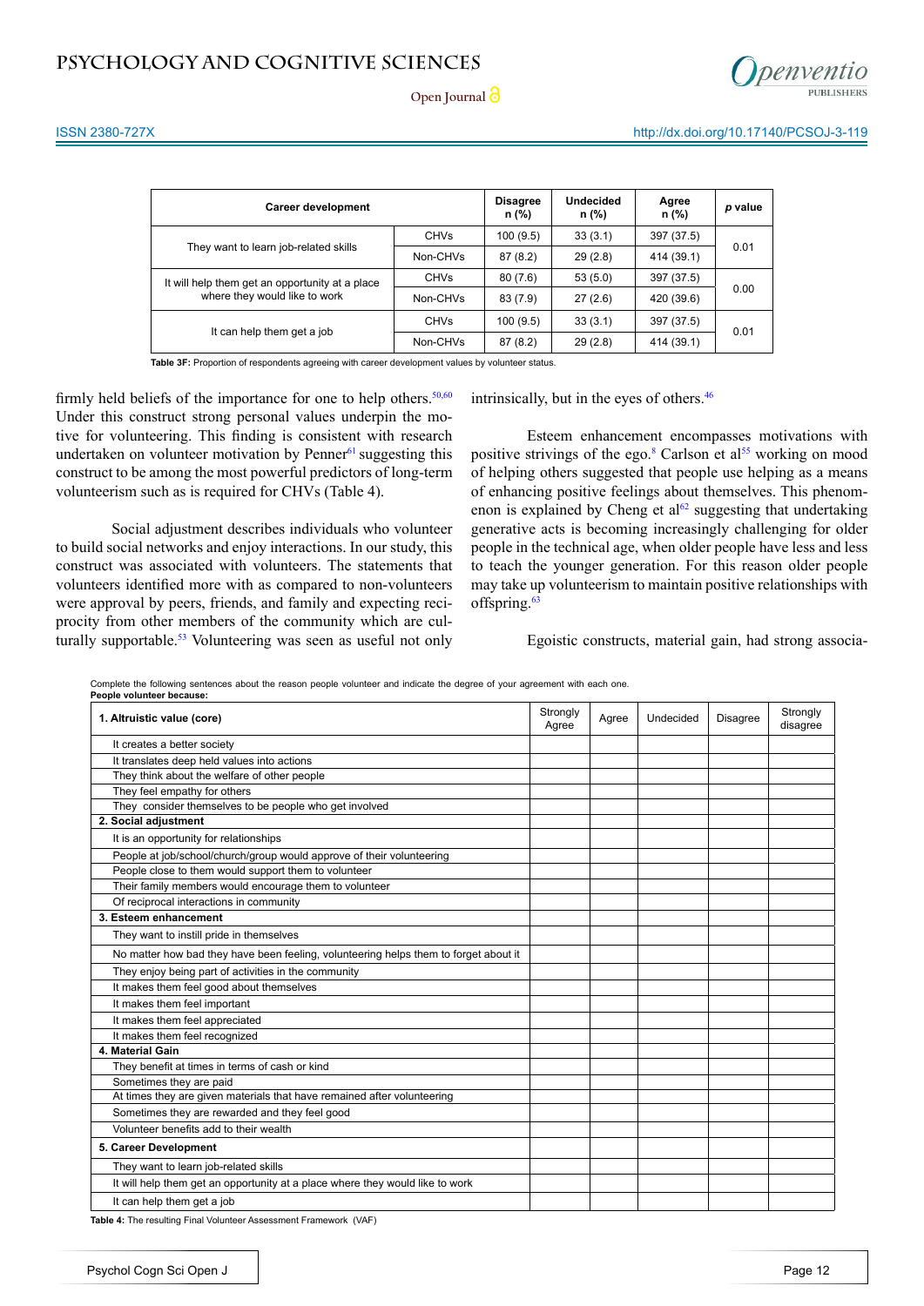| Career development | | Disagree n (%) | Undecided n (%) | Agree n (%) | *p* value |
|---|---|---|---|---|---|
| They want to learn job-related skills | CHVs | 100 (9.5) | 33 (3.1) | 397 (37.5) | 0.01 |
| | Non-CHVs | 87 (8.2) | 29 (2.8) | 414 (39.1) | |
| It will help them get an opportunity at a place where they would like to work | CHVs | 80 (7.6) | 53 (5.0) | 397 (37.5) | 0.00 |
| | Non-CHVs | 83 (7.9) | 27 (2.6) | 420 (39.6) | |
| It can help them get a job | CHVs | 100 (9.5) | 33 (3.1) | 397 (37.5) | 0.01 |
| | Non-CHVs | 87 (8.2) | 29 (2.8) | 414 (39.1) | |

**Table 3F:** Proportion of respondents agreeing with career development values by volunteer status.

firmly held beliefs of the importance for one to help others.[50,60] Under this construct strong personal values underpin the motive for volunteering. This finding is consistent with research undertaken on volunteer motivation by Penner[61] suggesting this construct to be among the most powerful predictors of long-term volunteerism such as is required for CHVs (Table 4).

Social adjustment describes individuals who volunteer to build social networks and enjoy interactions. In our study, this construct was associated with volunteers. The statements that volunteers identified more with as compared to non-volunteers were approval by peers, friends, and family and expecting reciprocity from other members of the community which are culturally supportable.[53] Volunteering was seen as useful not only intrinsically, but in the eyes of others.[46]

Esteem enhancement encompasses motivations with positive strivings of the ego.[8] Carlson et al[55] working on mood of helping others suggested that people use helping as a means of enhancing positive feelings about themselves. This phenomenon is explained by Cheng et al[62] suggesting that undertaking generative acts is becoming increasingly challenging for older people in the technical age, when older people have less and less to teach the younger generation. For this reason older people may take up volunteerism to maintain positive relationships with offspring.[63]

Egoistic constructs, material gain, had strong associa-

Complete the following sentences about the reason people volunteer and indicate the degree of your agreement with each one.
**People volunteer because:**

| 1. Altruistic value (core) | Strongly Agree | Agree | Undecided | Disagree | Strongly disagree |
|---|---|---|---|---|---|
| It creates a better society | | | | | |
| It translates deep held values into actions | | | | | |
| They think about the welfare of other people | | | | | |
| They feel empathy for others | | | | | |
| They consider themselves to be people who get involved | | | | | |
| **2. Social adjustment** | | | | | |
| It is an opportunity for relationships | | | | | |
| People at job/school/church/group would approve of their volunteering | | | | | |
| People close to them would support them to volunteer | | | | | |
| Their family members would encourage them to volunteer | | | | | |
| Of reciprocal interactions in community | | | | | |
| **3. Esteem enhancement** | | | | | |
| They want to instill pride in themselves | | | | | |
| No matter how bad they have been feeling, volunteering helps them to forget about it | | | | | |
| They enjoy being part of activities in the community | | | | | |
| It makes them feel good about themselves | | | | | |
| It makes them feel important | | | | | |
| It makes them feel appreciated | | | | | |
| It makes them feel recognized | | | | | |
| **4. Material Gain** | | | | | |
| They benefit at times in terms of cash or kind | | | | | |
| Sometimes they are paid | | | | | |
| At times they are given materials that have remained after volunteering | | | | | |
| Sometimes they are rewarded and they feel good | | | | | |
| Volunteer benefits add to their wealth | | | | | |
| **5. Career Development** | | | | | |
| They want to learn job-related skills | | | | | |
| It will help them get an opportunity at a place where they would like to work | | | | | |
| It can help them get a job | | | | | |

**Table 4:** The resulting Final Volunteer Assessment Framework (VAF)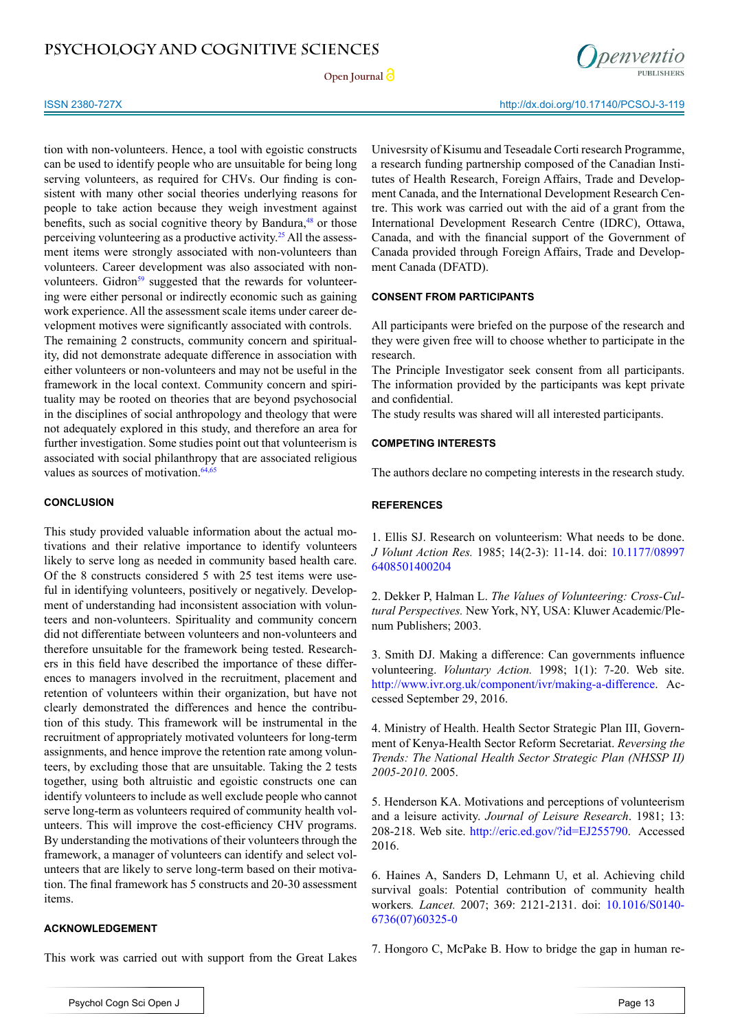tion with non-volunteers. Hence, a tool with egoistic constructs can be used to identify people who are unsuitable for being long serving volunteers, as required for CHVs. Our finding is consistent with many other social theories underlying reasons for people to take action because they weigh investment against benefits, such as social cognitive theory by Bandura,[48] or those perceiving volunteering as a productive activity.[25] All the assessment items were strongly associated with non-volunteers than volunteers. Career development was also associated with non-volunteers. Gidron[59] suggested that the rewards for volunteering were either personal or indirectly economic such as gaining work experience. All the assessment scale items under career development motives were significantly associated with controls.
The remaining 2 constructs, community concern and spirituality, did not demonstrate adequate difference in association with either volunteers or non-volunteers and may not be useful in the framework in the local context. Community concern and spirituality may be rooted on theories that are beyond psychosocial in the disciplines of social anthropology and theology that were not adequately explored in this study, and therefore an area for further investigation. Some studies point out that volunteerism is associated with social philanthropy that are associated religious values as sources of motivation.[64,65]

## CONCLUSION

This study provided valuable information about the actual motivations and their relative importance to identify volunteers likely to serve long as needed in community based health care. Of the 8 constructs considered 5 with 25 test items were useful in identifying volunteers, positively or negatively. Development of understanding had inconsistent association with volunteers and non-volunteers. Spirituality and community concern did not differentiate between volunteers and non-volunteers and therefore unsuitable for the framework being tested. Researchers in this field have described the importance of these differences to managers involved in the recruitment, placement and retention of volunteers within their organization, but have not clearly demonstrated the differences and hence the contribution of this study. This framework will be instrumental in the recruitment of appropriately motivated volunteers for long-term assignments, and hence improve the retention rate among volunteers, by excluding those that are unsuitable. Taking the 2 tests together, using both altruistic and egoistic constructs one can identify volunteers to include as well exclude people who cannot serve long-term as volunteers required of community health volunteers. This will improve the cost-efficiency CHV programs. By understanding the motivations of their volunteers through the framework, a manager of volunteers can identify and select volunteers that are likely to serve long-term based on their motivation. The final framework has 5 constructs and 20-30 assessment items.

## ACKNOWLEDGEMENT

This work was carried out with support from the Great Lakes Univesrsity of Kisumu and Teseadale Corti research Programme, a research funding partnership composed of the Canadian Institutes of Health Research, Foreign Affairs, Trade and Development Canada, and the International Development Research Centre. This work was carried out with the aid of a grant from the International Development Research Centre (IDRC), Ottawa, Canada, and with the financial support of the Government of Canada provided through Foreign Affairs, Trade and Development Canada (DFATD).

## CONSENT FROM PARTICIPANTS

All participants were briefed on the purpose of the research and they were given free will to choose whether to participate in the research.
The Principle Investigator seek consent from all participants. The information provided by the participants was kept private and confidential.
The study results was shared will all interested participants.

## COMPETING INTERESTS

The authors declare no competing interests in the research study.

## REFERENCES

1. Ellis SJ. Research on volunteerism: What needs to be done. *J Volunt Action Res.* 1985; 14(2-3): 11-14. doi: 10.1177/089976408501400204

2. Dekker P, Halman L. *The Values of Volunteering: Cross-Cultural Perspectives.* New York, NY, USA: Kluwer Academic/Plenum Publishers; 2003.

3. Smith DJ. Making a difference: Can governments influence volunteering. *Voluntary Action.* 1998; 1(1): 7-20. Web site. http://www.ivr.org.uk/component/ivr/making-a-difference. Accessed September 29, 2016.

4. Ministry of Health. Health Sector Strategic Plan III, Government of Kenya-Health Sector Reform Secretariat. *Reversing the Trends: The National Health Sector Strategic Plan (NHSSP II) 2005-2010*. 2005.

5. Henderson KA. Motivations and perceptions of volunteerism and a leisure activity. *Journal of Leisure Research*. 1981; 13: 208-218. Web site. http://eric.ed.gov/?id=EJ255790. Accessed 2016.

6. Haines A, Sanders D, Lehmann U, et al. Achieving child survival goals: Potential contribution of community health workers*. Lancet.* 2007; 369: 2121-2131. doi: 10.1016/S0140-6736(07)60325-0

7. Hongoro C, McPake B. How to bridge the gap in human re-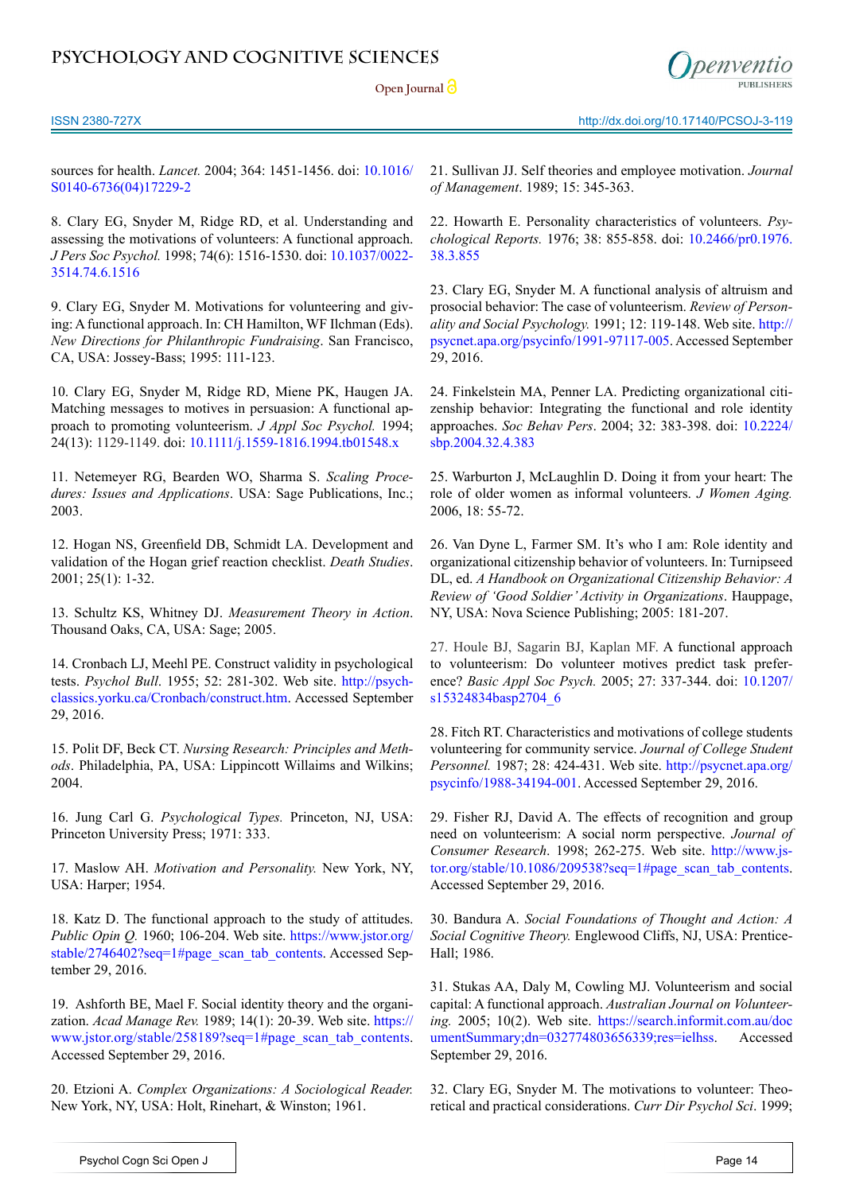sources for health. *Lancet.* 2004; 364: 1451-1456. doi: 10.1016/S0140-6736(04)17229-2

8. Clary EG, Snyder M, Ridge RD, et al. Understanding and assessing the motivations of volunteers: A functional approach. *J Pers Soc Psychol.* 1998; 74(6): 1516-1530. doi: 10.1037/0022-3514.74.6.1516

9. Clary EG, Snyder M. Motivations for volunteering and giving: A functional approach. In: CH Hamilton, WF Ilchman (Eds). *New Directions for Philanthropic Fundraising*. San Francisco, CA, USA: Jossey-Bass; 1995: 111-123.

10. Clary EG, Snyder M, Ridge RD, Miene PK, Haugen JA. Matching messages to motives in persuasion: A functional approach to promoting volunteerism. *J Appl Soc Psychol.* 1994; 24(13): 1129-1149. doi: 10.1111/j.1559-1816.1994.tb01548.x

11. Netemeyer RG, Bearden WO, Sharma S. *Scaling Procedures: Issues and Applications*. USA: Sage Publications, Inc.; 2003.

12. Hogan NS, Greenfield DB, Schmidt LA. Development and validation of the Hogan grief reaction checklist. *Death Studies*. 2001; 25(1): 1-32.

13. Schultz KS, Whitney DJ. *Measurement Theory in Action*. Thousand Oaks, CA, USA: Sage; 2005.

14. Cronbach LJ, Meehl PE. Construct validity in psychological tests. *Psychol Bull*. 1955; 52: 281-302. Web site. http://psychclassics.yorku.ca/Cronbach/construct.htm. Accessed September 29, 2016.

15. Polit DF, Beck CT. *Nursing Research: Principles and Methods*. Philadelphia, PA, USA: Lippincott Willaims and Wilkins; 2004.

16. Jung Carl G. *Psychological Types.* Princeton, NJ, USA: Princeton University Press; 1971: 333.

17. Maslow AH. *Motivation and Personality.* New York, NY, USA: Harper; 1954.

18. Katz D. The functional approach to the study of attitudes. *Public Opin Q.* 1960; 106-204. Web site. https://www.jstor.org/stable/2746402?seq=1#page_scan_tab_contents. Accessed September 29, 2016.

19. Ashforth BE, Mael F. Social identity theory and the organization. *Acad Manage Rev.* 1989; 14(1): 20-39. Web site. https://www.jstor.org/stable/258189?seq=1#page_scan_tab_contents. Accessed September 29, 2016.

20. Etzioni A. *Complex Organizations: A Sociological Reader.* New York, NY, USA: Holt, Rinehart, & Winston; 1961.

21. Sullivan JJ. Self theories and employee motivation. *Journal of Management*. 1989; 15: 345-363.

22. Howarth E. Personality characteristics of volunteers. *Psychological Reports.* 1976; 38: 855-858. doi: 10.2466/pr0.1976.38.3.855

23. Clary EG, Snyder M. A functional analysis of altruism and prosocial behavior: The case of volunteerism. *Review of Personality and Social Psychology.* 1991; 12: 119-148. Web site. http://psycnet.apa.org/psycinfo/1991-97117-005. Accessed September 29, 2016.

24. Finkelstein MA, Penner LA. Predicting organizational citizenship behavior: Integrating the functional and role identity approaches. *Soc Behav Pers*. 2004; 32: 383-398. doi: 10.2224/sbp.2004.32.4.383

25. Warburton J, McLaughlin D. Doing it from your heart: The role of older women as informal volunteers. *J Women Aging.* 2006, 18: 55-72.

26. Van Dyne L, Farmer SM. It's who I am: Role identity and organizational citizenship behavior of volunteers. In: Turnipseed DL, ed. *A Handbook on Organizational Citizenship Behavior: A Review of 'Good Soldier' Activity in Organizations*. Hauppage, NY, USA: Nova Science Publishing; 2005: 181-207.

27. Houle BJ, Sagarin BJ, Kaplan MF. A functional approach to volunteerism: Do volunteer motives predict task preference? *Basic Appl Soc Psych.* 2005; 27: 337-344. doi: 10.1207/s15324834basp2704_6

28. Fitch RT. Characteristics and motivations of college students volunteering for community service. *Journal of College Student Personnel.* 1987; 28: 424-431. Web site. http://psycnet.apa.org/psycinfo/1988-34194-001. Accessed September 29, 2016.

29. Fisher RJ, David A. The effects of recognition and group need on volunteerism: A social norm perspective. *Journal of Consumer Research*. 1998; 262-275. Web site. http://www.jstor.org/stable/10.1086/209538?seq=1#page_scan_tab_contents. Accessed September 29, 2016.

30. Bandura A. *Social Foundations of Thought and Action: A Social Cognitive Theory.* Englewood Cliffs, NJ, USA: Prentice-Hall; 1986.

31. Stukas AA, Daly M, Cowling MJ. Volunteerism and social capital: A functional approach. *Australian Journal on Volunteering.* 2005; 10(2). Web site. https://search.informit.com.au/documentSummary;dn=032774803656339;res=ielhss. Accessed September 29, 2016.

32. Clary EG, Snyder M. The motivations to volunteer: Theoretical and practical considerations. *Curr Dir Psychol Sci*. 1999;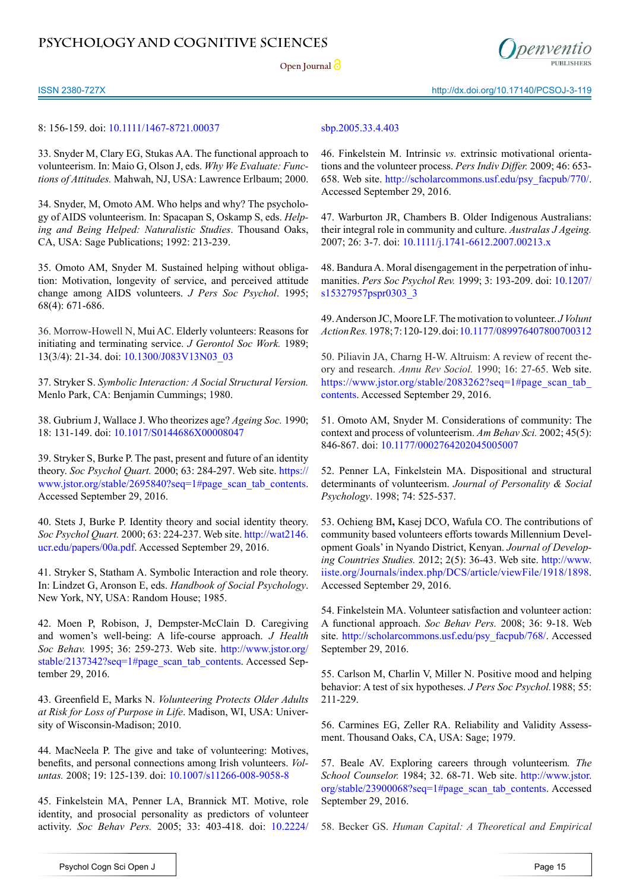8: 156-159. doi: 10.1111/1467-8721.00037

33. Snyder M, Clary EG, Stukas AA. The functional approach to volunteerism. In: Maio G, Olson J, eds. *Why We Evaluate: Functions of Attitudes.* Mahwah, NJ, USA: Lawrence Erlbaum; 2000.

34. Snyder, M, Omoto AM. Who helps and why? The psychology of AIDS volunteerism. In: Spacapan S, Oskamp S, eds. *Helping and Being Helped: Naturalistic Studies*. Thousand Oaks, CA, USA: Sage Publications; 1992: 213-239.

35. Omoto AM, Snyder M. Sustained helping without obligation: Motivation, longevity of service, and perceived attitude change among AIDS volunteers. *J Pers Soc Psychol*. 1995; 68(4): 671-686.

36. Morrow-Howell N, Mui AC. Elderly volunteers: Reasons for initiating and terminating service. *J Gerontol Soc Work.* 1989; 13(3/4): 21-34. doi: 10.1300/J083V13N03_03

37. Stryker S. *Symbolic Interaction: A Social Structural Version.* Menlo Park, CA: Benjamin Cummings; 1980.

38. Gubrium J, Wallace J. Who theorizes age? *Ageing Soc.* 1990; 18: 131-149. doi: 10.1017/S0144686X00008047

39. Stryker S, Burke P. The past, present and future of an identity theory. *Soc Psychol Quart.* 2000; 63: 284-297. Web site. https://www.jstor.org/stable/2695840?seq=1#page_scan_tab_contents. Accessed September 29, 2016.

40. Stets J, Burke P. Identity theory and social identity theory. *Soc Psychol Quart.* 2000; 63: 224-237. Web site. http://wat2146.ucr.edu/papers/00a.pdf. Accessed September 29, 2016.

41. Stryker S, Statham A. Symbolic Interaction and role theory. In: Lindzet G, Aronson E, eds. *Handbook of Social Psychology*. New York, NY, USA: Random House; 1985.

42. Moen P, Robison, J, Dempster-McClain D. Caregiving and women's well-being: A life-course approach. *J Health Soc Behav.* 1995; 36: 259-273. Web site. http://www.jstor.org/stable/2137342?seq=1#page_scan_tab_contents. Accessed September 29, 2016.

43. Greenfield E, Marks N. *Volunteering Protects Older Adults at Risk for Loss of Purpose in Life*. Madison, WI, USA: University of Wisconsin-Madison; 2010.

44. MacNeela P. The give and take of volunteering: Motives, benefits, and personal connections among Irish volunteers. *Voluntas.* 2008; 19: 125-139. doi: 10.1007/s11266-008-9058-8

45. Finkelstein MA, Penner LA, Brannick MT. Motive, role identity, and prosocial personality as predictors of volunteer activity. *Soc Behav Pers.* 2005; 33: 403-418. doi: 10.2224/sbp.2005.33.4.403

46. Finkelstein M. Intrinsic *vs.* extrinsic motivational orientations and the volunteer process. *Pers Indiv Differ.* 2009; 46: 653-658. Web site. http://scholarcommons.usf.edu/psy_facpub/770/. Accessed September 29, 2016.

47. Warburton JR, Chambers B. Older Indigenous Australians: their integral role in community and culture. *Australas J Ageing.* 2007; 26: 3-7. doi: 10.1111/j.1741-6612.2007.00213.x

48. Bandura A. Moral disengagement in the perpetration of inhumanities. *Pers Soc Psychol Rev.* 1999; 3: 193-209. doi: 10.1207/s15327957pspr0303_3

49. Anderson JC, Moore LF. The motivation to volunteer. *J Volunt Action Res.* 1978; 7: 120-129. doi: 10.1177/089976407800700312

50. Piliavin JA, Charng H-W. Altruism: A review of recent theory and research. *Annu Rev Sociol.* 1990; 16: 27-65. Web site. https://www.jstor.org/stable/2083262?seq=1#page_scan_tab_contents. Accessed September 29, 2016.

51. Omoto AM, Snyder M. Considerations of community: The context and process of volunteerism. *Am Behav Sci.* 2002; 45(5): 846-867. doi: 10.1177/0002764202045005007

52. Penner LA, Finkelstein MA. Dispositional and structural determinants of volunteerism. *Journal of Personality & Social Psychology*. 1998; 74: 525-537.

53. Ochieng BM**,** Kasej DCO, Wafula CO. The contributions of community based volunteers efforts towards Millennium Development Goals' in Nyando District, Kenyan. *Journal of Developing Countries Studies.* 2012; 2(5): 36-43. Web site. http://www.iiste.org/Journals/index.php/DCS/article/viewFile/1918/1898. Accessed September 29, 2016.

54. Finkelstein MA. Volunteer satisfaction and volunteer action: A functional approach. *Soc Behav Pers.* 2008; 36: 9-18. Web site. http://scholarcommons.usf.edu/psy_facpub/768/. Accessed September 29, 2016.

55. Carlson M, Charlin V, Miller N. Positive mood and helping behavior: A test of six hypotheses. *J Pers Soc Psychol.*1988; 55: 211-229.

56. Carmines EG, Zeller RA. Reliability and Validity Assessment. Thousand Oaks, CA, USA: Sage; 1979.

57. Beale AV. Exploring careers through volunteerism*. The School Counselor.* 1984; 32. 68-71. Web site. http://www.jstor.org/stable/23900068?seq=1#page_scan_tab_contents. Accessed September 29, 2016.

58. Becker GS. *Human Capital: A Theoretical and Empirical*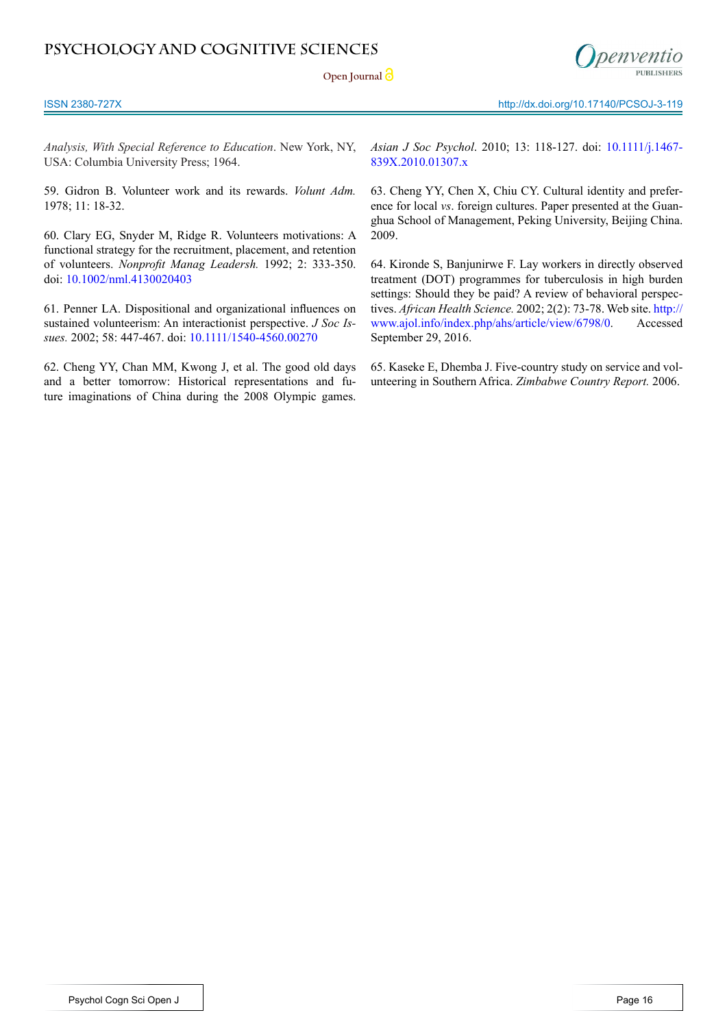*Analysis, With Special Reference to Education*. New York, NY, USA: Columbia University Press; 1964.

59. Gidron B. Volunteer work and its rewards. *Volunt Adm.* 1978; 11: 18-32.

60. Clary EG, Snyder M, Ridge R. Volunteers motivations: A functional strategy for the recruitment, placement, and retention of volunteers. *Nonprofit Manag Leadersh.* 1992; 2: 333-350. doi: 10.1002/nml.4130020403

61. Penner LA. Dispositional and organizational influences on sustained volunteerism: An interactionist perspective. *J Soc Issues.* 2002; 58: 447-467. doi: 10.1111/1540-4560.00270

62. Cheng YY, Chan MM, Kwong J, et al. The good old days and a better tomorrow: Historical representations and future imaginations of China during the 2008 Olympic games. *Asian J Soc Psychol*. 2010; 13: 118-127. doi: 10.1111/j.1467-839X.2010.01307.x

63. Cheng YY, Chen X, Chiu CY. Cultural identity and preference for local *vs*. foreign cultures. Paper presented at the Guanghua School of Management, Peking University, Beijing China. 2009.

64. Kironde S, Banjunirwe F. Lay workers in directly observed treatment (DOT) programmes for tuberculosis in high burden settings: Should they be paid? A review of behavioral perspectives. *African Health Science.* 2002; 2(2): 73-78. Web site. http://www.ajol.info/index.php/ahs/article/view/6798/0. Accessed September 29, 2016.

65. Kaseke E, Dhemba J. Five-country study on service and volunteering in Southern Africa. *Zimbabwe Country Report.* 2006.